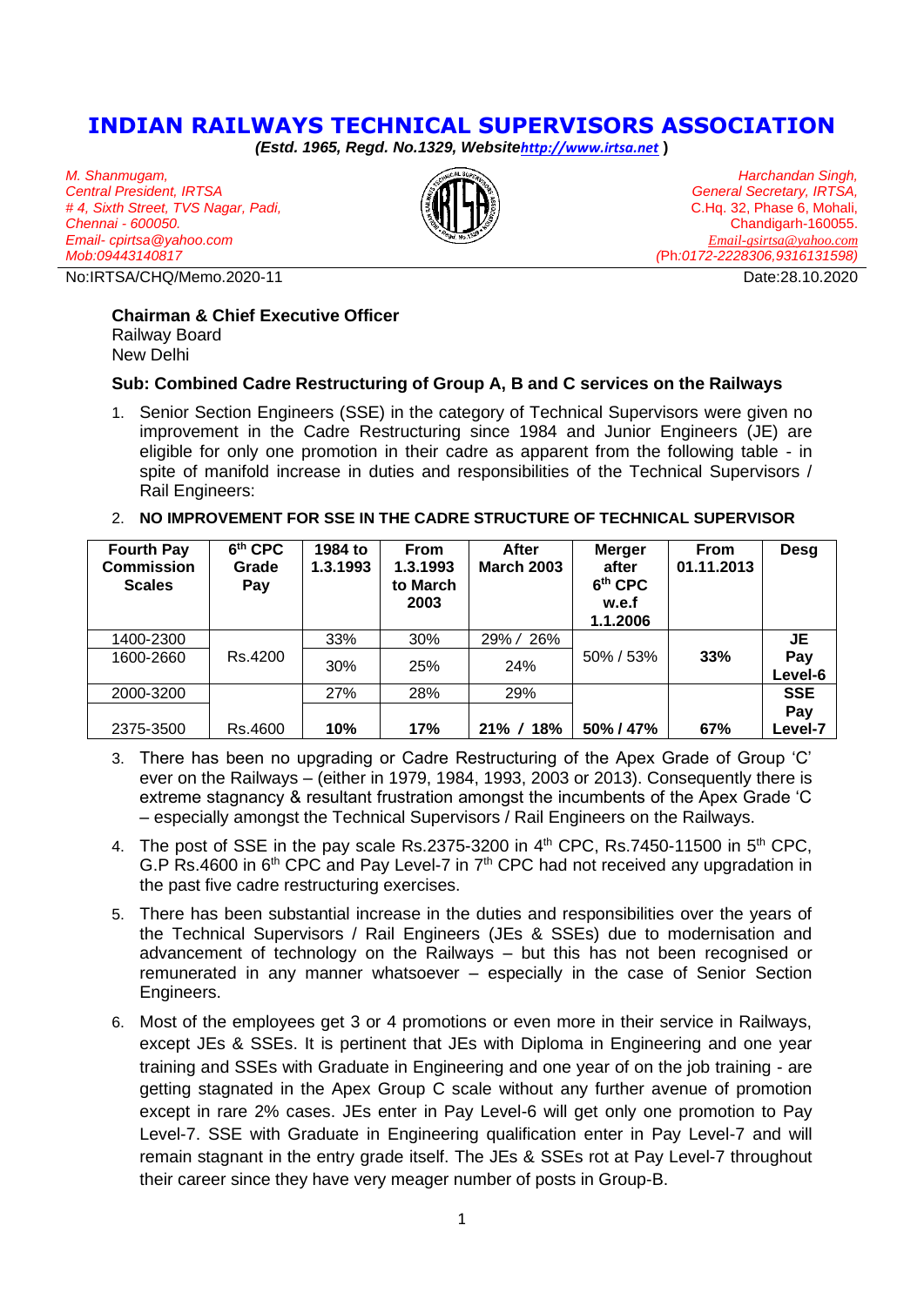# INDIAN RAILWAYS TECHNICAL SUPERVISORS ASSOCIATION

***(Estd. 1965, Regd. No.1329, Website*** ***http://www.irtsa.net*** ***)***

*M. Shanmugam,*
*Central President, IRTSA*
*# 4, Sixth Street, TVS Nagar, Padi,*
*Chennai - 600050.*
*Email- cpirtsa@yahoo.com*
*Mob:09443140817*

*Harchandan Singh,*
*General Secretary, IRTSA,*
C.Hq. 32, Phase 6, Mohali,
Chandigarh-160055.
*Email-gsirtsa@yahoo.com*
*(Ph:0172-2228306,9316131598)*

No:IRTSA/CHQ/Memo.2020-11 Date:28.10.2020

**Chairman & Chief Executive Officer**
Railway Board
New Delhi

**Sub: Combined Cadre Restructuring of Group A, B and C services on the Railways**

1. Senior Section Engineers (SSE) in the category of Technical Supervisors were given no improvement in the Cadre Restructuring since 1984 and Junior Engineers (JE) are eligible for only one promotion in their cadre as apparent from the following table - in spite of manifold increase in duties and responsibilities of the Technical Supervisors / Rail Engineers:

2. **NO IMPROVEMENT FOR SSE IN THE CADRE STRUCTURE OF TECHNICAL SUPERVISOR**

| Fourth Pay Commission Scales | 6th CPC Grade Pay | 1984 to 1.3.1993 | From 1.3.1993 to March 2003 | After March 2003 | Merger after 6th CPC w.e.f 1.1.2006 | From 01.11.2013 | Desg |
|---|---|---|---|---|---|---|---|
| 1400-2300 | Rs.4200 | 33% | 30% | 29% / 26% | 50% / 53% | **33%** | **JE Pay Level-6** |
| 1600-2660 | | 30% | 25% | 24% | | | |
| 2000-3200 | Rs.4600 | 27% | 28% | 29% | **50% / 47%** | **67%** | **SSE Pay Level-7** |
| 2375-3500 | | **10%** | **17%** | **21% / 18%** | | | |

3. There has been no upgrading or Cadre Restructuring of the Apex Grade of Group 'C' ever on the Railways – (either in 1979, 1984, 1993, 2003 or 2013). Consequently there is extreme stagnancy & resultant frustration amongst the incumbents of the Apex Grade 'C – especially amongst the Technical Supervisors / Rail Engineers on the Railways.

4. The post of SSE in the pay scale Rs.2375-3200 in 4th CPC, Rs.7450-11500 in 5th CPC, G.P Rs.4600 in 6th CPC and Pay Level-7 in 7th CPC had not received any upgradation in the past five cadre restructuring exercises.

5. There has been substantial increase in the duties and responsibilities over the years of the Technical Supervisors / Rail Engineers (JEs & SSEs) due to modernisation and advancement of technology on the Railways – but this has not been recognised or remunerated in any manner whatsoever – especially in the case of Senior Section Engineers.

6. Most of the employees get 3 or 4 promotions or even more in their service in Railways, except JEs & SSEs. It is pertinent that JEs with Diploma in Engineering and one year training and SSEs with Graduate in Engineering and one year of on the job training - are getting stagnated in the Apex Group C scale without any further avenue of promotion except in rare 2% cases. JEs enter in Pay Level-6 will get only one promotion to Pay Level-7. SSE with Graduate in Engineering qualification enter in Pay Level-7 and will remain stagnant in the entry grade itself. The JEs & SSEs rot at Pay Level-7 throughout their career since they have very meager number of posts in Group-B.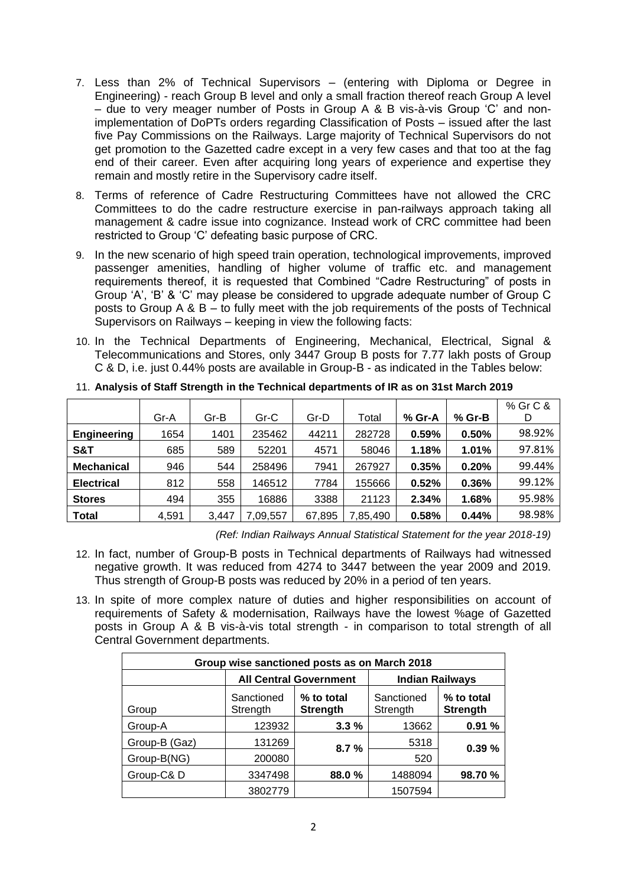7. Less than 2% of Technical Supervisors – (entering with Diploma or Degree in Engineering) - reach Group B level and only a small fraction thereof reach Group A level – due to very meager number of Posts in Group A & B vis-à-vis Group 'C' and non-implementation of DoPTs orders regarding Classification of Posts – issued after the last five Pay Commissions on the Railways. Large majority of Technical Supervisors do not get promotion to the Gazetted cadre except in a very few cases and that too at the fag end of their career. Even after acquiring long years of experience and expertise they remain and mostly retire in the Supervisory cadre itself.

8. Terms of reference of Cadre Restructuring Committees have not allowed the CRC Committees to do the cadre restructure exercise in pan-railways approach taking all management & cadre issue into cognizance. Instead work of CRC committee had been restricted to Group 'C' defeating basic purpose of CRC.

9. In the new scenario of high speed train operation, technological improvements, improved passenger amenities, handling of higher volume of traffic etc. and management requirements thereof, it is requested that Combined "Cadre Restructuring" of posts in Group 'A', 'B' & 'C' may please be considered to upgrade adequate number of Group C posts to Group A & B – to fully meet with the job requirements of the posts of Technical Supervisors on Railways – keeping in view the following facts:

10. In the Technical Departments of Engineering, Mechanical, Electrical, Signal & Telecommunications and Stores, only 3447 Group B posts for 7.77 lakh posts of Group C & D, i.e. just 0.44% posts are available in Group-B - as indicated in the Tables below:

11. **Analysis of Staff Strength in the Technical departments of IR as on 31st March 2019**

| | Gr-A | Gr-B | Gr-C | Gr-D | Total | % Gr-A | % Gr-B | % Gr C & D |
|---|---|---|---|---|---|---|---|---|
| **Engineering** | 1654 | 1401 | 235462 | 44211 | 282728 | **0.59%** | **0.50%** | 98.92% |
| **S&T** | 685 | 589 | 52201 | 4571 | 58046 | **1.18%** | **1.01%** | 97.81% |
| **Mechanical** | 946 | 544 | 258496 | 7941 | 267927 | **0.35%** | **0.20%** | 99.44% |
| **Electrical** | 812 | 558 | 146512 | 7784 | 155666 | **0.52%** | **0.36%** | 99.12% |
| **Stores** | 494 | 355 | 16886 | 3388 | 21123 | **2.34%** | **1.68%** | 95.98% |
| **Total** | 4,591 | 3,447 | 7,09,557 | 67,895 | 7,85,490 | **0.58%** | **0.44%** | 98.98% |

*(Ref: Indian Railways Annual Statistical Statement for the year 2018-19)*

12. In fact, number of Group-B posts in Technical departments of Railways had witnessed negative growth. It was reduced from 4274 to 3447 between the year 2009 and 2019. Thus strength of Group-B posts was reduced by 20% in a period of ten years.

13. In spite of more complex nature of duties and higher responsibilities on account of requirements of Safety & modernisation, Railways have the lowest %age of Gazetted posts in Group A & B vis-à-vis total strength - in comparison to total strength of all Central Government departments.

| **Group wise sanctioned posts as on March 2018** | | | | |
|---|---|---|---|---|
| | **All Central Government** | | **Indian Railways** | |
| Group | Sanctioned Strength | **% to total Strength** | Sanctioned Strength | **% to total Strength** |
| Group-A | 123932 | **3.3 %** | 13662 | **0.91 %** |
| Group-B (Gaz) | 131269 | **8.7 %** | 5318 | **0.39 %** |
| Group-B(NG) | 200080 | | 520 | |
| Group-C& D | 3347498 | **88.0 %** | 1488094 | **98.70 %** |
| | 3802779 | | 1507594 | |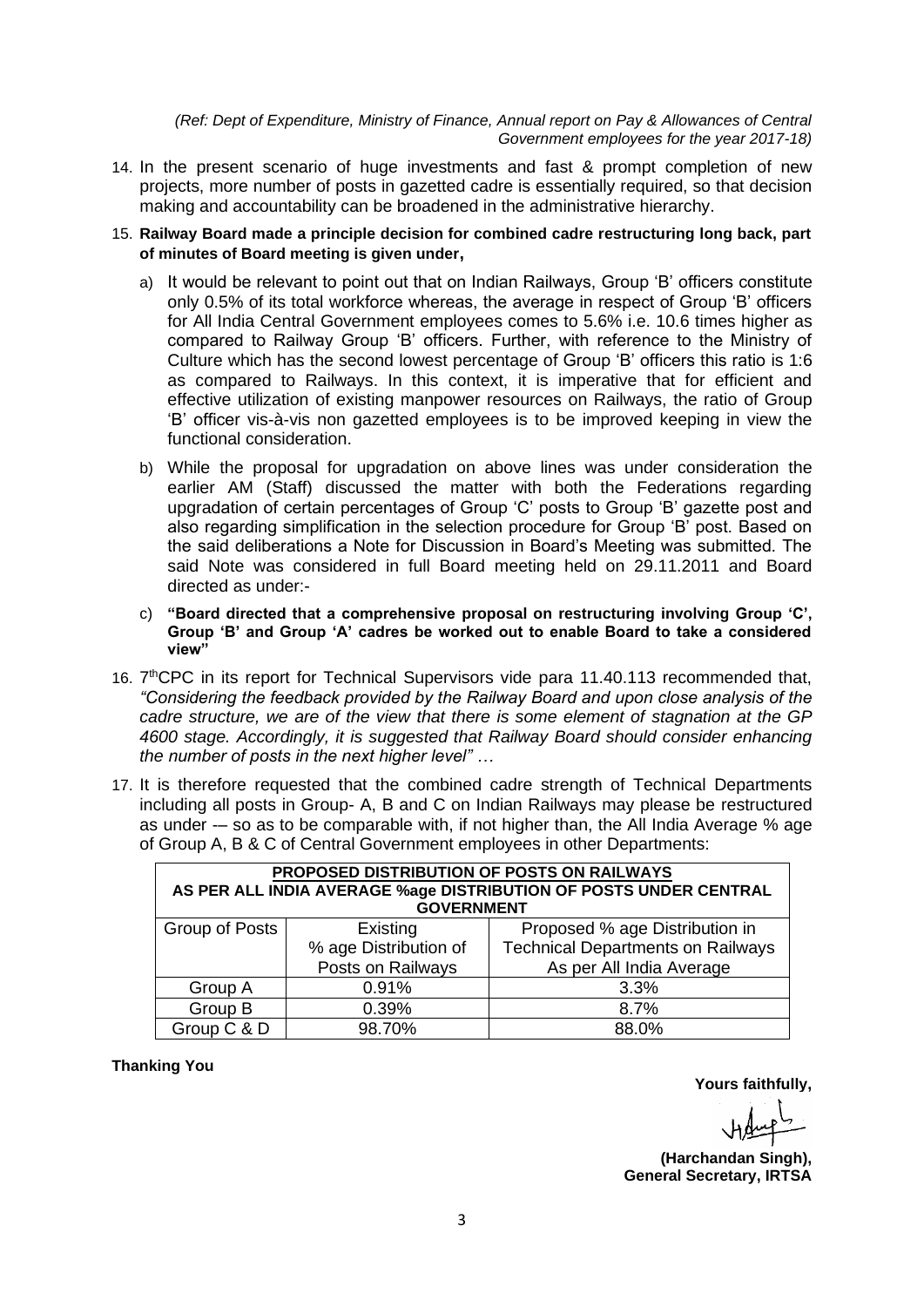*(Ref: Dept of Expenditure, Ministry of Finance, Annual report on Pay & Allowances of Central Government employees for the year 2017-18)*

14. In the present scenario of huge investments and fast & prompt completion of new projects, more number of posts in gazetted cadre is essentially required, so that decision making and accountability can be broadened in the administrative hierarchy.

15. **Railway Board made a principle decision for combined cadre restructuring long back, part of minutes of Board meeting is given under,**

    a) It would be relevant to point out that on Indian Railways, Group 'B' officers constitute only 0.5% of its total workforce whereas, the average in respect of Group 'B' officers for All India Central Government employees comes to 5.6% i.e. 10.6 times higher as compared to Railway Group 'B' officers. Further, with reference to the Ministry of Culture which has the second lowest percentage of Group 'B' officers this ratio is 1:6 as compared to Railways. In this context, it is imperative that for efficient and effective utilization of existing manpower resources on Railways, the ratio of Group 'B' officer vis-à-vis non gazetted employees is to be improved keeping in view the functional consideration.

    b) While the proposal for upgradation on above lines was under consideration the earlier AM (Staff) discussed the matter with both the Federations regarding upgradation of certain percentages of Group 'C' posts to Group 'B' gazette post and also regarding simplification in the selection procedure for Group 'B' post. Based on the said deliberations a Note for Discussion in Board's Meeting was submitted. The said Note was considered in full Board meeting held on 29.11.2011 and Board directed as under:-

    c) **"Board directed that a comprehensive proposal on restructuring involving Group 'C', Group 'B' and Group 'A' cadres be worked out to enable Board to take a considered view"**

16. 7thCPC in its report for Technical Supervisors vide para 11.40.113 recommended that, *"Considering the feedback provided by the Railway Board and upon close analysis of the cadre structure, we are of the view that there is some element of stagnation at the GP 4600 stage. Accordingly, it is suggested that Railway Board should consider enhancing the number of posts in the next higher level"* …

17. It is therefore requested that the combined cadre strength of Technical Departments including all posts in Group- A, B and C on Indian Railways may please be restructured as under -– so as to be comparable with, if not higher than, the All India Average % age of Group A, B & C of Central Government employees in other Departments:

| **PROPOSED DISTRIBUTION OF POSTS ON RAILWAYS AS PER ALL INDIA AVERAGE %age DISTRIBUTION OF POSTS UNDER CENTRAL GOVERNMENT** | | |
|---|---|---|
| Group of Posts | Existing % age Distribution of Posts on Railways | Proposed % age Distribution in Technical Departments on Railways As per All India Average |
| Group A | 0.91% | 3.3% |
| Group B | 0.39% | 8.7% |
| Group C & D | 98.70% | 88.0% |

**Thanking You**

**Yours faithfully,**

**(Harchandan Singh),**
**General Secretary, IRTSA**